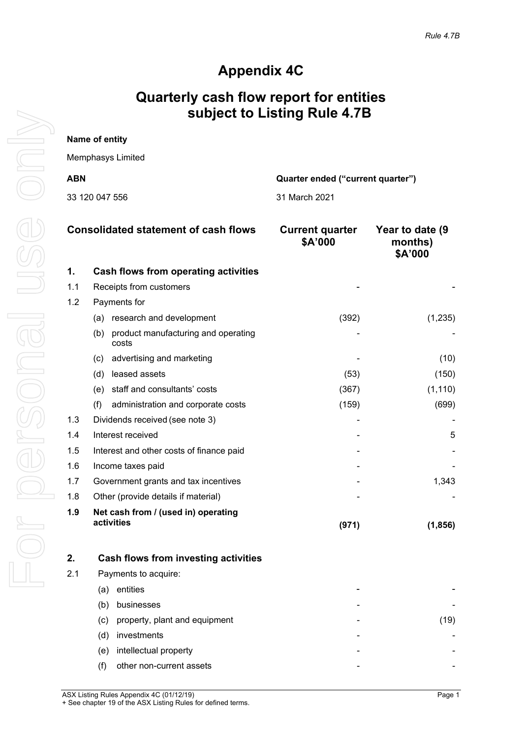# Appendix 4C

## Quarterly cash flow report for entities subject to Listing Rule 4.7B

**Name of entity**

Memphasys Limited

| **ABN** | **Quarter ended ("current quarter")** |
|---|---|
| 33 120 047 556 | 31 March 2021 |

| | **Consolidated statement of cash flows** | **Current quarter $A'000** | **Year to date (9 months) $A'000** |
|---|---|---|---|
| **1.** | **Cash flows from operating activities** | | |
| 1.1 | Receipts from customers | - | - |
| 1.2 | Payments for | | |
| | (a) research and development | (392) | (1,235) |
| | (b) product manufacturing and operating costs | - | - |
| | (c) advertising and marketing | - | (10) |
| | (d) leased assets | (53) | (150) |
| | (e) staff and consultants' costs | (367) | (1,110) |
| | (f) administration and corporate costs | (159) | (699) |
| 1.3 | Dividends received (see note 3) | - | - |
| 1.4 | Interest received | - | 5 |
| 1.5 | Interest and other costs of finance paid | - | - |
| 1.6 | Income taxes paid | - | - |
| 1.7 | Government grants and tax incentives | - | 1,343 |
| 1.8 | Other (provide details if material) | - | - |
| **1.9** | **Net cash from / (used in) operating activities** | **(971)** | **(1,856)** |
| | | | |
| **2.** | **Cash flows from investing activities** | | |
| 2.1 | Payments to acquire: | | |
| | (a) entities | - | - |
| | (b) businesses | - | - |
| | (c) property, plant and equipment | - | (19) |
| | (d) investments | - | - |
| | (e) intellectual property | - | - |
| | (f) other non-current assets | - | - |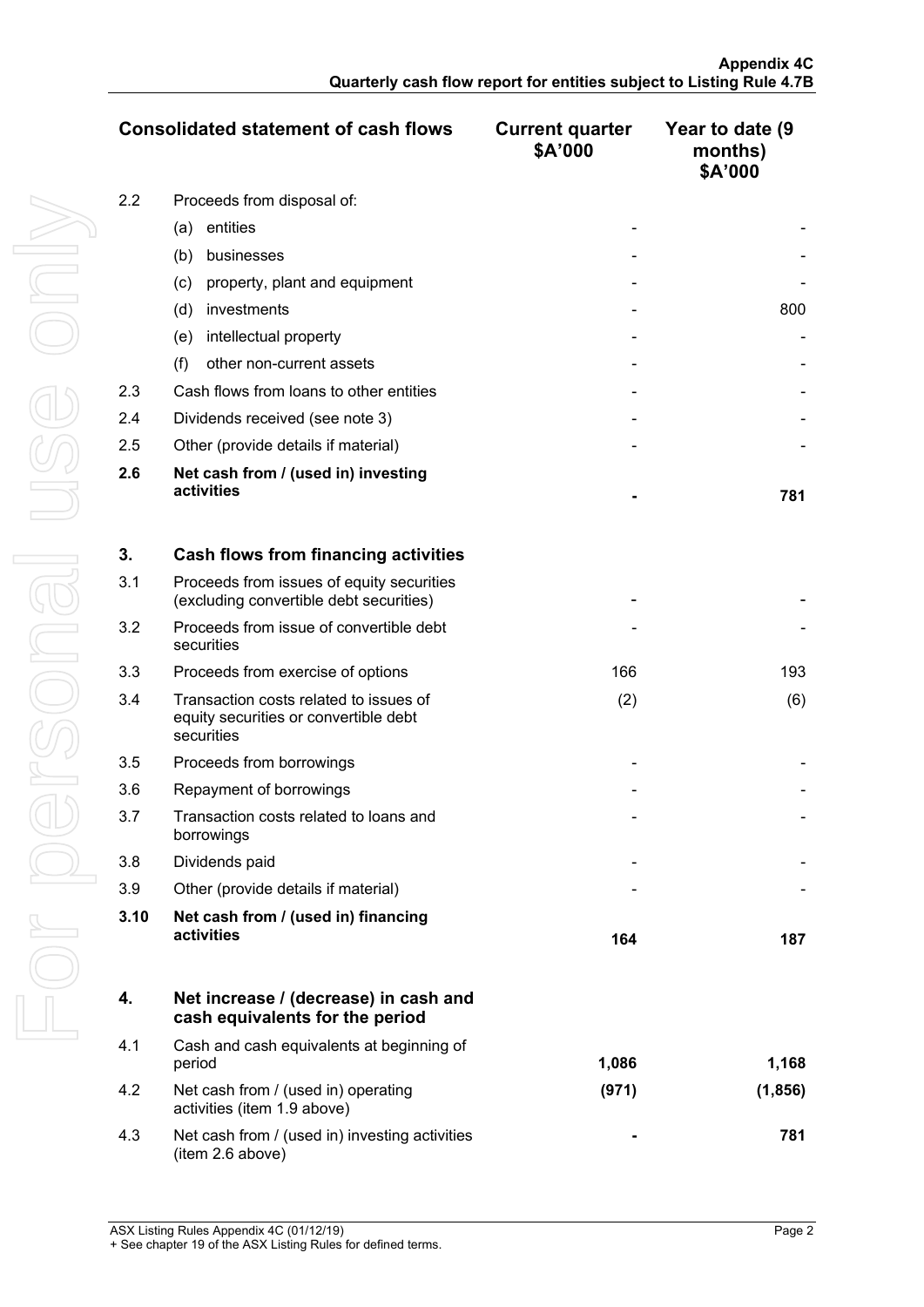| | Consolidated statement of cash flows | Current quarter $A'000 | Year to date (9 months) $A'000 |
|---|---|---|---|
| 2.2 | Proceeds from disposal of: | | |
| | (a) entities | - | - |
| | (b) businesses | - | - |
| | (c) property, plant and equipment | - | - |
| | (d) investments | - | 800 |
| | (e) intellectual property | - | - |
| | (f) other non-current assets | - | - |
| 2.3 | Cash flows from loans to other entities | - | - |
| 2.4 | Dividends received (see note 3) | - | - |
| 2.5 | Other (provide details if material) | - | - |
| **2.6** | **Net cash from / (used in) investing activities** | **-** | **781** |
| | | | |
| **3.** | **Cash flows from financing activities** | | |
| 3.1 | Proceeds from issues of equity securities (excluding convertible debt securities) | - | - |
| 3.2 | Proceeds from issue of convertible debt securities | - | - |
| 3.3 | Proceeds from exercise of options | 166 | 193 |
| 3.4 | Transaction costs related to issues of equity securities or convertible debt securities | (2) | (6) |
| 3.5 | Proceeds from borrowings | - | - |
| 3.6 | Repayment of borrowings | - | - |
| 3.7 | Transaction costs related to loans and borrowings | - | - |
| 3.8 | Dividends paid | - | - |
| 3.9 | Other (provide details if material) | - | - |
| **3.10** | **Net cash from / (used in) financing activities** | **164** | **187** |
| | | | |
| **4.** | **Net increase / (decrease) in cash and cash equivalents for the period** | | |
| 4.1 | Cash and cash equivalents at beginning of period | **1,086** | **1,168** |
| 4.2 | Net cash from / (used in) operating activities (item 1.9 above) | **(971)** | **(1,856)** |
| 4.3 | Net cash from / (used in) investing activities (item 2.6 above) | **-** | **781** |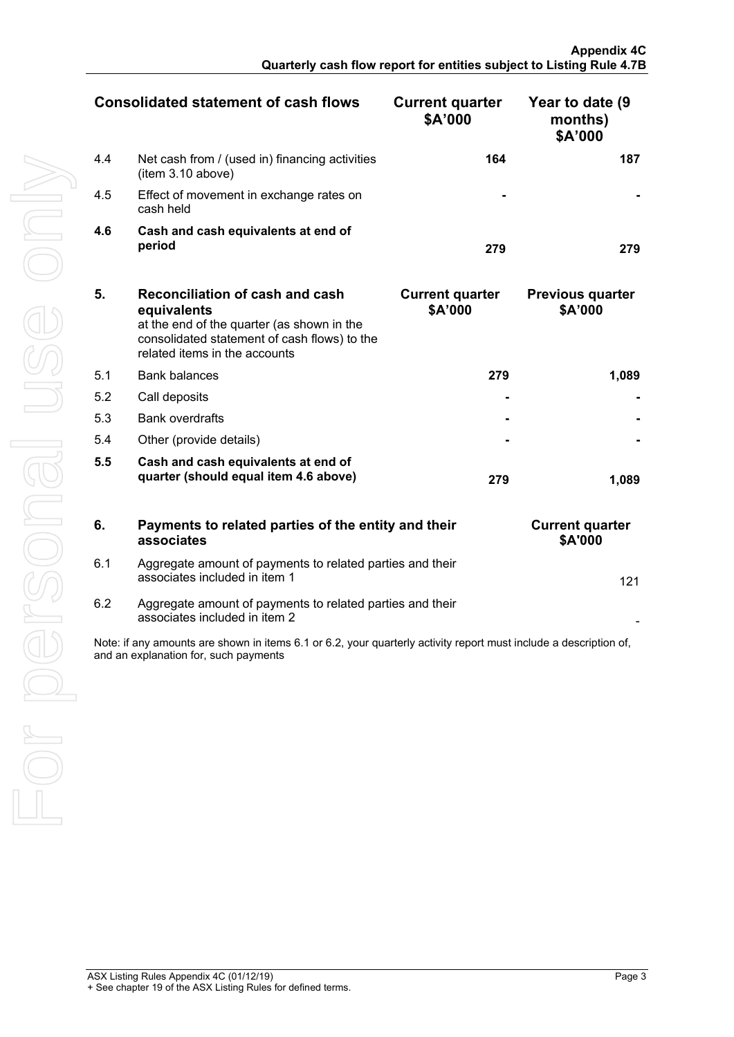| Consolidated statement of cash flows | | Current quarter $A'000 | Year to date (9 months) $A'000 |
|---|---|---|---|
| 4.4 | Net cash from / (used in) financing activities (item 3.10 above) | **164** | **187** |
| 4.5 | Effect of movement in exchange rates on cash held | **-** | **-** |
| **4.6** | **Cash and cash equivalents at end of period** | **279** | **279** |

| **5.** | **Reconciliation of cash and cash equivalents** at the end of the quarter (as shown in the consolidated statement of cash flows) to the related items in the accounts | **Current quarter $A'000** | **Previous quarter $A'000** |
|---|---|---|---|
| 5.1 | Bank balances | **279** | **1,089** |
| 5.2 | Call deposits | **-** | **-** |
| 5.3 | Bank overdrafts | **-** | **-** |
| 5.4 | Other (provide details) | **-** | **-** |
| **5.5** | **Cash and cash equivalents at end of quarter (should equal item 4.6 above)** | **279** | **1,089** |

| **6.** | **Payments to related parties of the entity and their associates** | **Current quarter $A'000** |
|---|---|---|
| 6.1 | Aggregate amount of payments to related parties and their associates included in item 1 | 121 |
| 6.2 | Aggregate amount of payments to related parties and their associates included in item 2 | - |

Note: if any amounts are shown in items 6.1 or 6.2, your quarterly activity report must include a description of, and an explanation for, such payments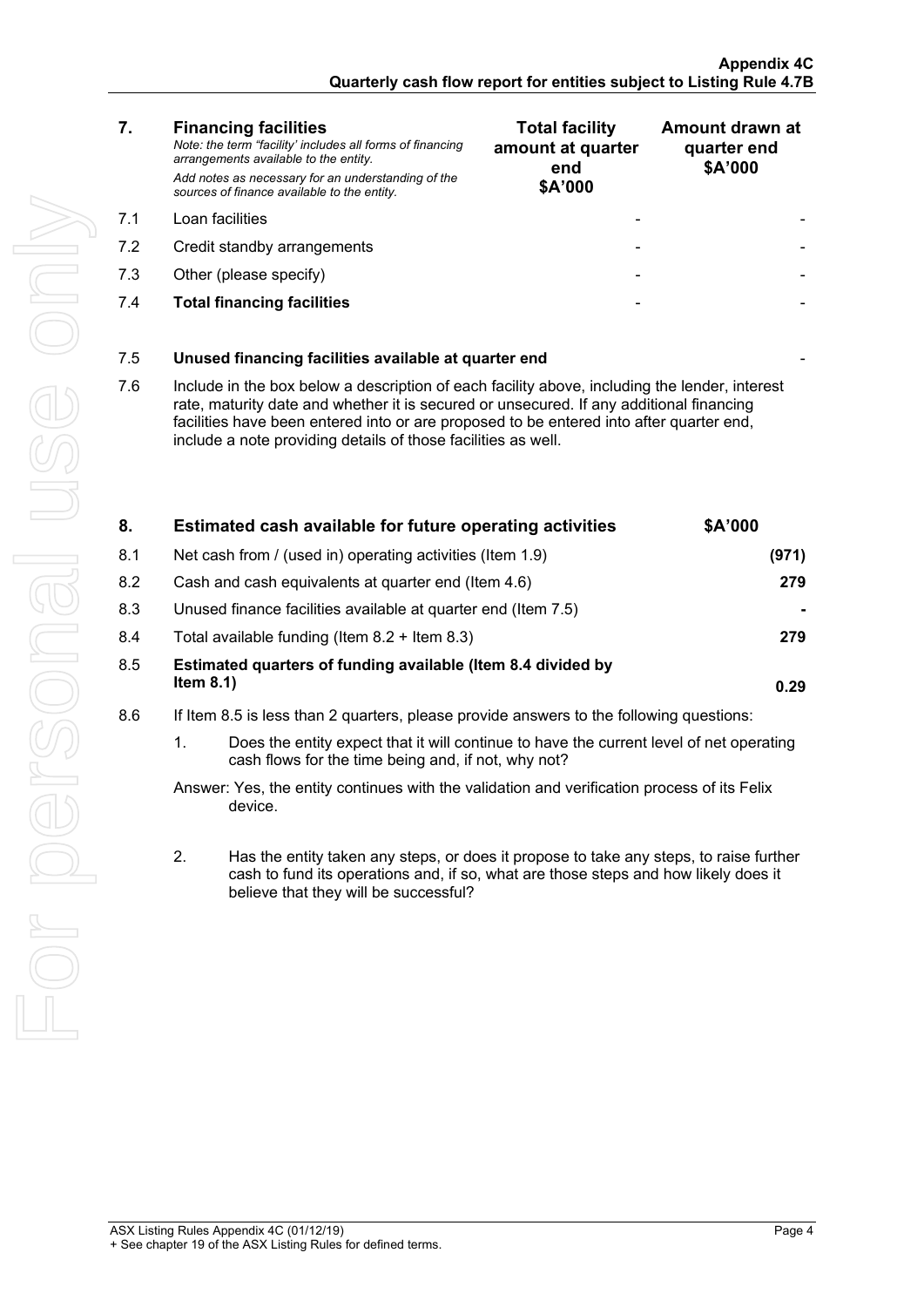| 7. | **Financing facilities** *Note: the term "facility' includes all forms of financing arrangements available to the entity.* *Add notes as necessary for an understanding of the sources of finance available to the entity.* | **Total facility amount at quarter end $A'000** | **Amount drawn at quarter end $A'000** |
|---|---|---|---|
| 7.1 | Loan facilities | - | - |
| 7.2 | Credit standby arrangements | - | - |
| 7.3 | Other (please specify) | - | - |
| 7.4 | **Total financing facilities** | - | - |

| 7.5 | **Unused financing facilities available at quarter end** | - |
|---|---|---|

7.6 Include in the box below a description of each facility above, including the lender, interest rate, maturity date and whether it is secured or unsecured. If any additional financing facilities have been entered into or are proposed to be entered into after quarter end, include a note providing details of those facilities as well.

| 8. | **Estimated cash available for future operating activities** | **$A'000** |
|---|---|---|
| 8.1 | Net cash from / (used in) operating activities (Item 1.9) | **(971)** |
| 8.2 | Cash and cash equivalents at quarter end (Item 4.6) | **279** |
| 8.3 | Unused finance facilities available at quarter end (Item 7.5) | **-** |
| 8.4 | Total available funding (Item 8.2 + Item 8.3) | **279** |
| 8.5 | **Estimated quarters of funding available (Item 8.4 divided by Item 8.1)** | **0.29** |

8.6 If Item 8.5 is less than 2 quarters, please provide answers to the following questions:

1. Does the entity expect that it will continue to have the current level of net operating cash flows for the time being and, if not, why not?

Answer: Yes, the entity continues with the validation and verification process of its Felix device.

2. Has the entity taken any steps, or does it propose to take any steps, to raise further cash to fund its operations and, if so, what are those steps and how likely does it believe that they will be successful?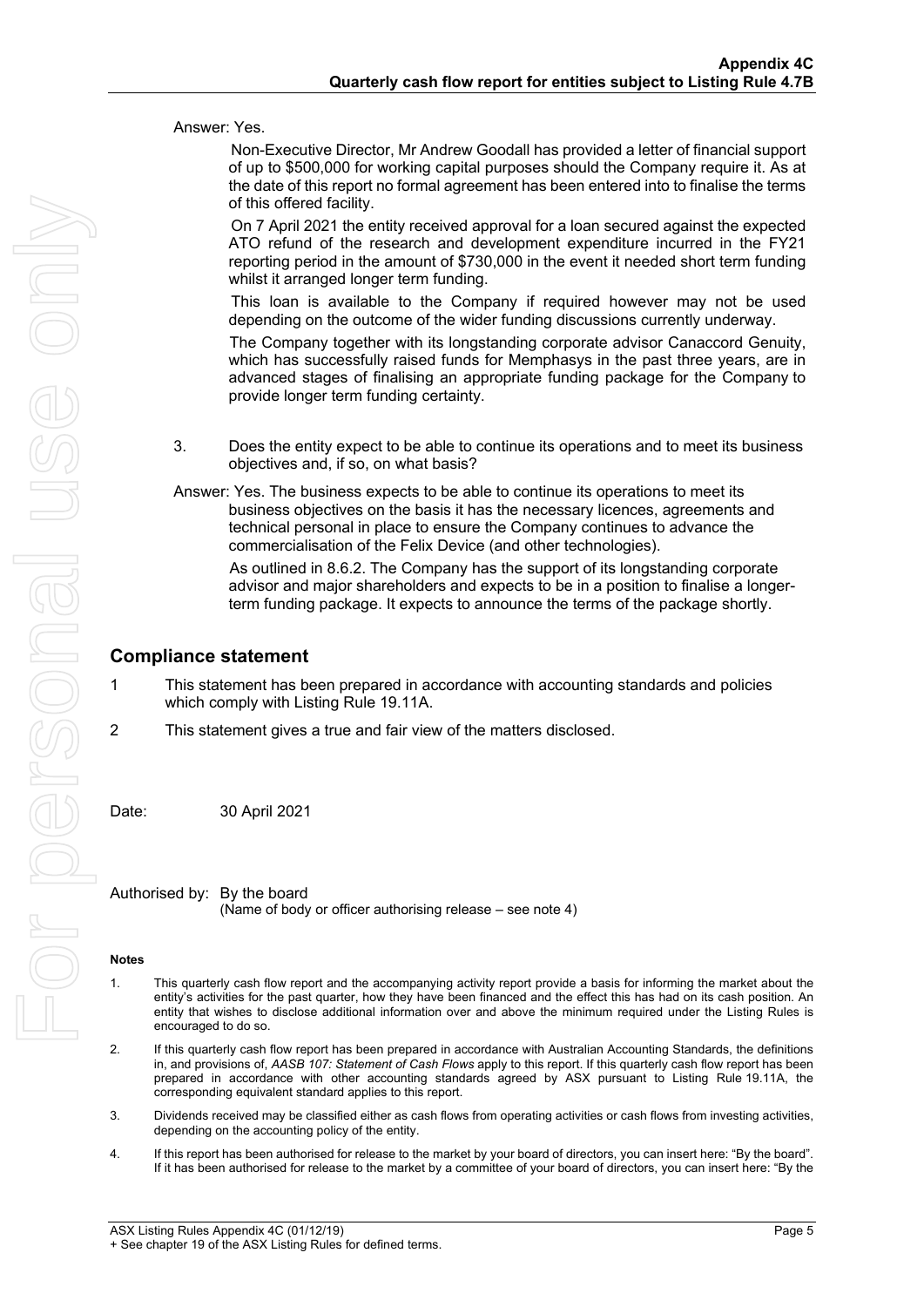Answer: Yes.

Non-Executive Director, Mr Andrew Goodall has provided a letter of financial support of up to $500,000 for working capital purposes should the Company require it. As at the date of this report no formal agreement has been entered into to finalise the terms of this offered facility.

On 7 April 2021 the entity received approval for a loan secured against the expected ATO refund of the research and development expenditure incurred in the FY21 reporting period in the amount of $730,000 in the event it needed short term funding whilst it arranged longer term funding.

This loan is available to the Company if required however may not be used depending on the outcome of the wider funding discussions currently underway.

The Company together with its longstanding corporate advisor Canaccord Genuity, which has successfully raised funds for Memphasys in the past three years, are in advanced stages of finalising an appropriate funding package for the Company to provide longer term funding certainty.

3. Does the entity expect to be able to continue its operations and to meet its business objectives and, if so, on what basis?

Answer: Yes. The business expects to be able to continue its operations to meet its business objectives on the basis it has the necessary licences, agreements and technical personal in place to ensure the Company continues to advance the commercialisation of the Felix Device (and other technologies).

As outlined in 8.6.2. The Company has the support of its longstanding corporate advisor and major shareholders and expects to be in a position to finalise a longer-term funding package. It expects to announce the terms of the package shortly.

## Compliance statement

1 This statement has been prepared in accordance with accounting standards and policies which comply with Listing Rule 19.11A.

2 This statement gives a true and fair view of the matters disclosed.

Date: 30 April 2021

Authorised by: By the board
(Name of body or officer authorising release – see note 4)

**Notes**

1. This quarterly cash flow report and the accompanying activity report provide a basis for informing the market about the entity's activities for the past quarter, how they have been financed and the effect this has had on its cash position. An entity that wishes to disclose additional information over and above the minimum required under the Listing Rules is encouraged to do so.

2. If this quarterly cash flow report has been prepared in accordance with Australian Accounting Standards, the definitions in, and provisions of, *AASB 107: Statement of Cash Flows* apply to this report. If this quarterly cash flow report has been prepared in accordance with other accounting standards agreed by ASX pursuant to Listing Rule 19.11A, the corresponding equivalent standard applies to this report.

3. Dividends received may be classified either as cash flows from operating activities or cash flows from investing activities, depending on the accounting policy of the entity.

4. If this report has been authorised for release to the market by your board of directors, you can insert here: "By the board". If it has been authorised for release to the market by a committee of your board of directors, you can insert here: "By the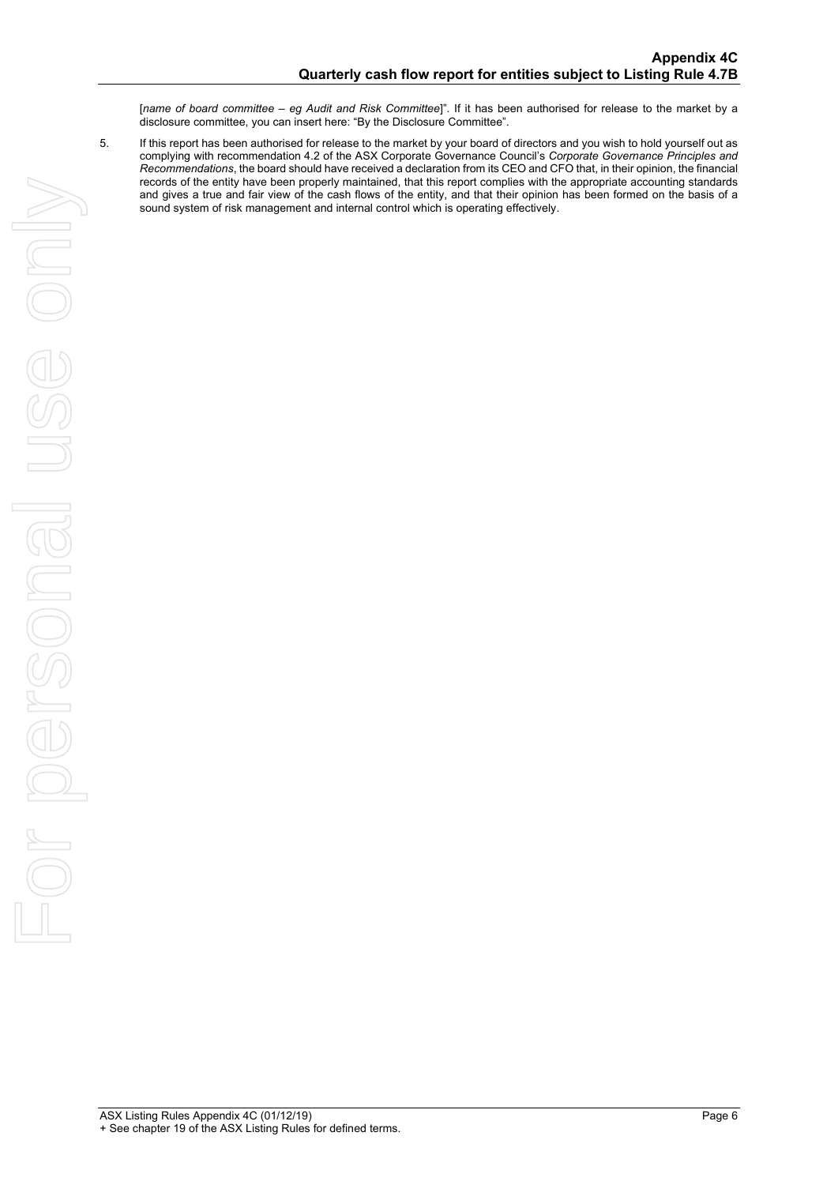[*name of board committee – eg Audit and Risk Committee*]". If it has been authorised for release to the market by a disclosure committee, you can insert here: "By the Disclosure Committee".

5. If this report has been authorised for release to the market by your board of directors and you wish to hold yourself out as complying with recommendation 4.2 of the ASX Corporate Governance Council's *Corporate Governance Principles and Recommendations*, the board should have received a declaration from its CEO and CFO that, in their opinion, the financial records of the entity have been properly maintained, that this report complies with the appropriate accounting standards and gives a true and fair view of the cash flows of the entity, and that their opinion has been formed on the basis of a sound system of risk management and internal control which is operating effectively.